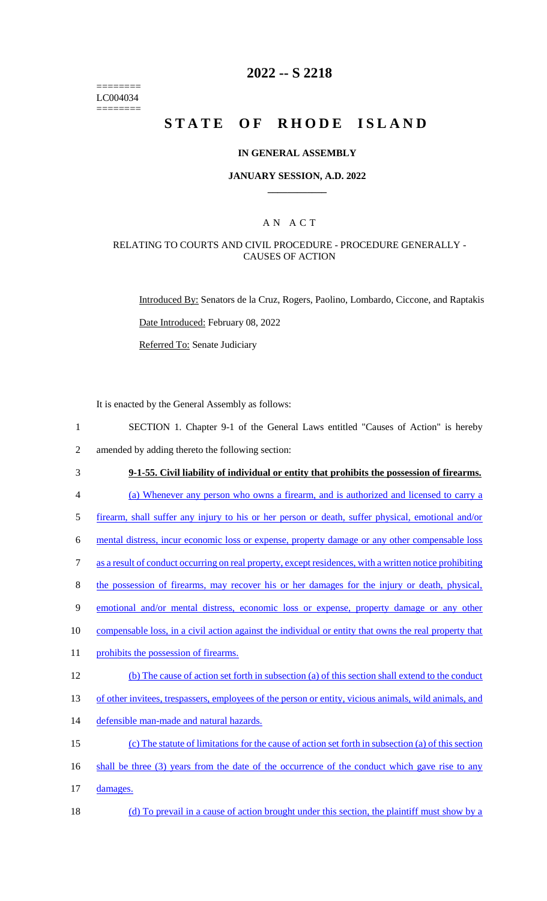========
LC004034
========

# 2022 -- S 2218

# STATE OF RHODE ISLAND

## IN GENERAL ASSEMBLY

## JANUARY SESSION, A.D. 2022

## A N A C T

### RELATING TO COURTS AND CIVIL PROCEDURE - PROCEDURE GENERALLY - CAUSES OF ACTION

Introduced By: Senators de la Cruz, Rogers, Paolino, Lombardo, Ciccone, and Raptakis

Date Introduced: February 08, 2022

Referred To: Senate Judiciary

It is enacted by the General Assembly as follows:

1 SECTION 1. Chapter 9-1 of the General Laws entitled "Causes of Action" is hereby
2 amended by adding thereto the following section:

3 **9-1-55. Civil liability of individual or entity that prohibits the possession of firearms.**

4 (a) Whenever any person who owns a firearm, and is authorized and licensed to carry a
5 firearm, shall suffer any injury to his or her person or death, suffer physical, emotional and/or
6 mental distress, incur economic loss or expense, property damage or any other compensable loss
7 as a result of conduct occurring on real property, except residences, with a written notice prohibiting
8 the possession of firearms, may recover his or her damages for the injury or death, physical,
9 emotional and/or mental distress, economic loss or expense, property damage or any other
10 compensable loss, in a civil action against the individual or entity that owns the real property that
11 prohibits the possession of firearms.

12 (b) The cause of action set forth in subsection (a) of this section shall extend to the conduct
13 of other invitees, trespassers, employees of the person or entity, vicious animals, wild animals, and
14 defensible man-made and natural hazards.

15 (c) The statute of limitations for the cause of action set forth in subsection (a) of this section
16 shall be three (3) years from the date of the occurrence of the conduct which gave rise to any
17 damages.

18 (d) To prevail in a cause of action brought under this section, the plaintiff must show by a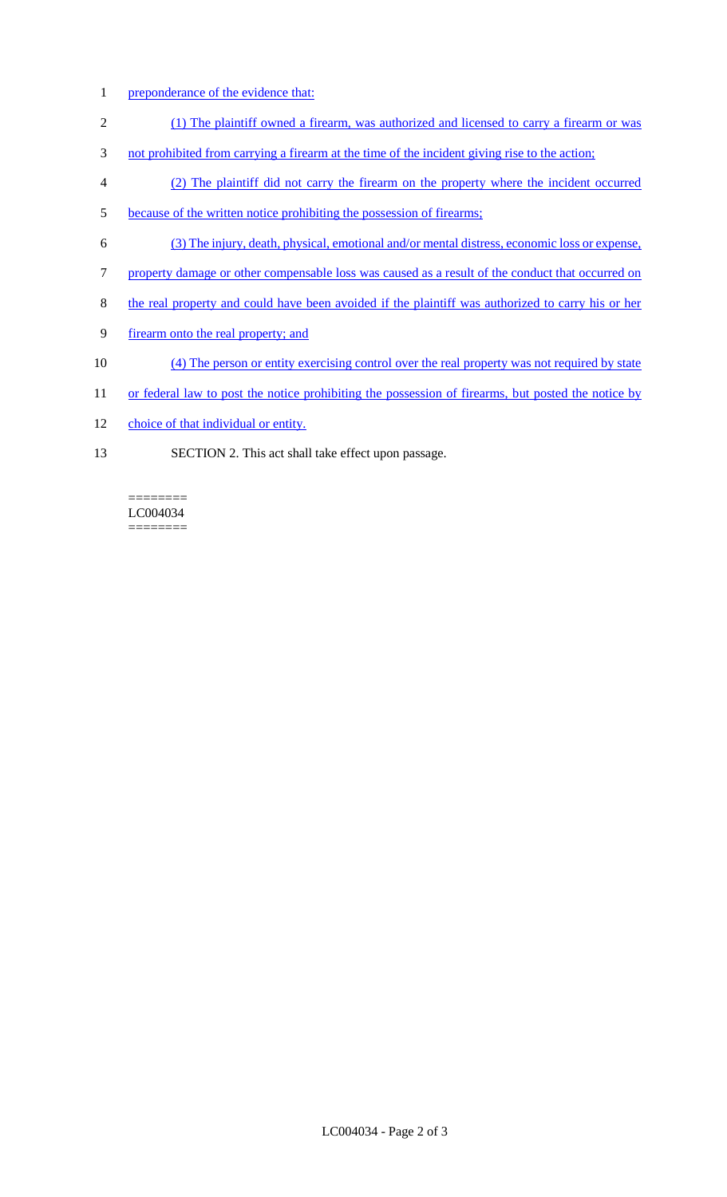preponderance of the evidence that:

(1) The plaintiff owned a firearm, was authorized and licensed to carry a firearm or was not prohibited from carrying a firearm at the time of the incident giving rise to the action;

(2) The plaintiff did not carry the firearm on the property where the incident occurred because of the written notice prohibiting the possession of firearms;

(3) The injury, death, physical, emotional and/or mental distress, economic loss or expense, property damage or other compensable loss was caused as a result of the conduct that occurred on the real property and could have been avoided if the plaintiff was authorized to carry his or her firearm onto the real property; and

(4) The person or entity exercising control over the real property was not required by state or federal law to post the notice prohibiting the possession of firearms, but posted the notice by choice of that individual or entity.

SECTION 2. This act shall take effect upon passage.

========
LC004034
========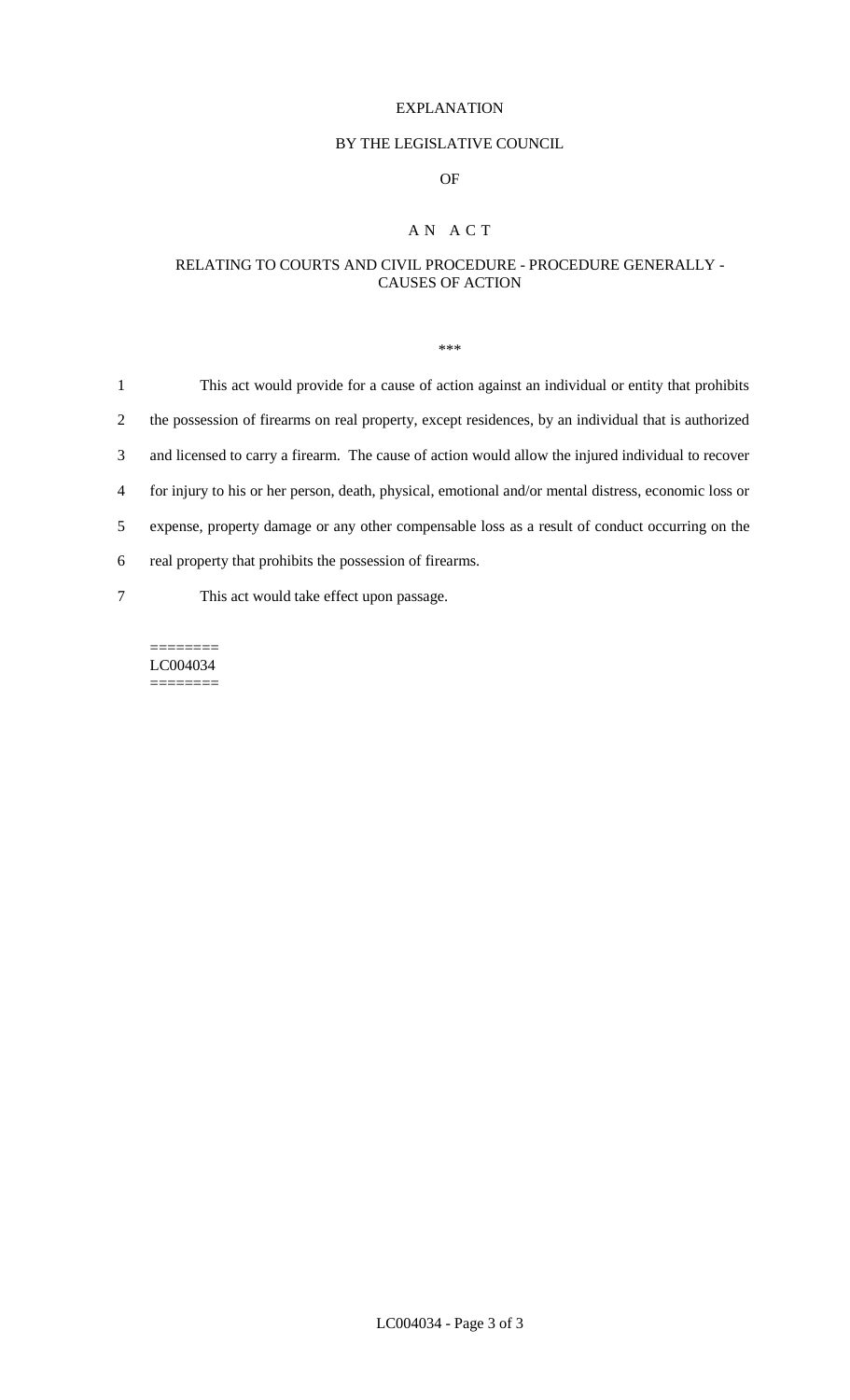EXPLANATION

BY THE LEGISLATIVE COUNCIL

OF

A N A C T

RELATING TO COURTS AND CIVIL PROCEDURE - PROCEDURE GENERALLY - CAUSES OF ACTION

\*\*\*

1 This act would provide for a cause of action against an individual or entity that prohibits
2 the possession of firearms on real property, except residences, by an individual that is authorized
3 and licensed to carry a firearm. The cause of action would allow the injured individual to recover
4 for injury to his or her person, death, physical, emotional and/or mental distress, economic loss or
5 expense, property damage or any other compensable loss as a result of conduct occurring on the
6 real property that prohibits the possession of firearms.
7 This act would take effect upon passage.

========
LC004034
========